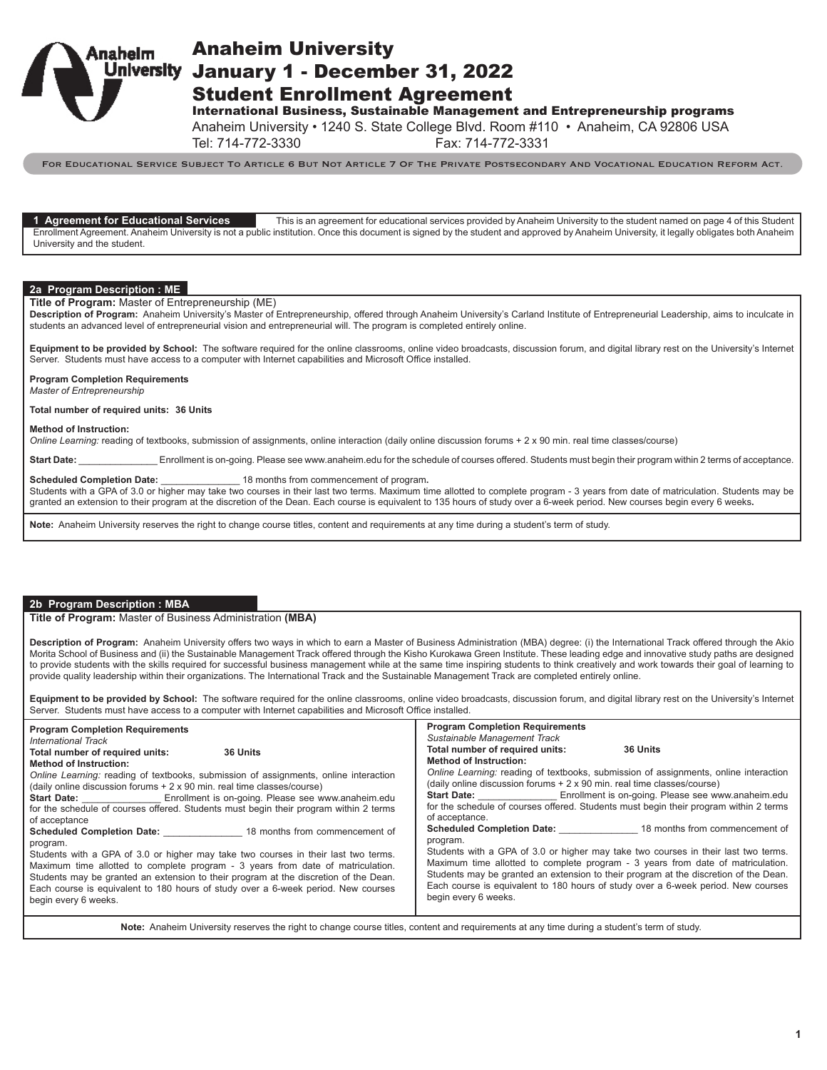# Anaheim University
# January 1 - December 31, 2022
# Student Enrollment Agreement

### International Business, Sustainable Management and Entrepreneurship programs

Anaheim University • 1240 S. State College Blvd. Room #110 • Anaheim, CA 92806 USA
Tel: 714-772-3330 Fax: 714-772-3331

For Educational Service Subject To Article 6 But Not Article 7 Of The Private Postsecondary And Vocational Education Reform Act.

## 1 Agreement for Educational Services

This is an agreement for educational services provided by Anaheim University to the student named on page 4 of this Student Enrollment Agreement. Anaheim University is not a public institution. Once this document is signed by the student and approved by Anaheim University, it legally obligates both Anaheim University and the student.

## 2a Program Description : ME

**Title of Program:** Master of Entrepreneurship (ME)

**Description of Program:** Anaheim University's Master of Entrepreneurship, offered through Anaheim University's Carland Institute of Entrepreneurial Leadership, aims to inculcate in students an advanced level of entrepreneurial vision and entrepreneurial will. The program is completed entirely online.

**Equipment to be provided by School:** The software required for the online classrooms, online video broadcasts, discussion forum, and digital library rest on the University's Internet Server. Students must have access to a computer with Internet capabilities and Microsoft Office installed.

**Program Completion Requirements**
*Master of Entrepreneurship*

**Total number of required units: 36 Units**

**Method of Instruction:**
*Online Learning:* reading of textbooks, submission of assignments, online interaction (daily online discussion forums + 2 x 90 min. real time classes/course)

**Start Date:** _______________ Enrollment is on-going. Please see www.anaheim.edu for the schedule of courses offered. Students must begin their program within 2 terms of acceptance.

**Scheduled Completion Date:** _______________ 18 months from commencement of program**.**
Students with a GPA of 3.0 or higher may take two courses in their last two terms. Maximum time allotted to complete program - 3 years from date of matriculation. Students may be granted an extension to their program at the discretion of the Dean. Each course is equivalent to 135 hours of study over a 6-week period. New courses begin every 6 weeks**.**

**Note:** Anaheim University reserves the right to change course titles, content and requirements at any time during a student's term of study.

## 2b Program Description : MBA

**Title of Program:** Master of Business Administration **(MBA)**

**Description of Program:** Anaheim University offers two ways in which to earn a Master of Business Administration (MBA) degree: (i) the International Track offered through the Akio Morita School of Business and (ii) the Sustainable Management Track offered through the Kisho Kurokawa Green Institute. These leading edge and innovative study paths are designed to provide students with the skills required for successful business management while at the same time inspiring students to think creatively and work towards their goal of learning to provide quality leadership within their organizations. The International Track and the Sustainable Management Track are completed entirely online.

**Equipment to be provided by School:** The software required for the online classrooms, online video broadcasts, discussion forum, and digital library rest on the University's Internet Server. Students must have access to a computer with Internet capabilities and Microsoft Office installed.

**Program Completion Requirements**
*International Track*

**Total number of required units: 36 Units**

**Method of Instruction:**
*Online Learning:* reading of textbooks, submission of assignments, online interaction (daily online discussion forums + 2 x 90 min. real time classes/course)

**Start Date:** _______________ Enrollment is on-going. Please see www.anaheim.edu for the schedule of courses offered. Students must begin their program within 2 terms of acceptance

**Scheduled Completion Date:** _______________ 18 months from commencement of program.
Students with a GPA of 3.0 or higher may take two courses in their last two terms. Maximum time allotted to complete program - 3 years from date of matriculation. Students may be granted an extension to their program at the discretion of the Dean. Each course is equivalent to 180 hours of study over a 6-week period. New courses begin every 6 weeks.

**Program Completion Requirements**
*Sustainable Management Track*

**Total number of required units: 36 Units**

**Method of Instruction:**
*Online Learning:* reading of textbooks, submission of assignments, online interaction (daily online discussion forums + 2 x 90 min. real time classes/course)

**Start Date:** _______________ Enrollment is on-going. Please see www.anaheim.edu for the schedule of courses offered. Students must begin their program within 2 terms of acceptance.

**Scheduled Completion Date:** _______________ 18 months from commencement of program.
Students with a GPA of 3.0 or higher may take two courses in their last two terms. Maximum time allotted to complete program - 3 years from date of matriculation. Students may be granted an extension to their program at the discretion of the Dean. Each course is equivalent to 180 hours of study over a 6-week period. New courses begin every 6 weeks.

**Note:** Anaheim University reserves the right to change course titles, content and requirements at any time during a student's term of study.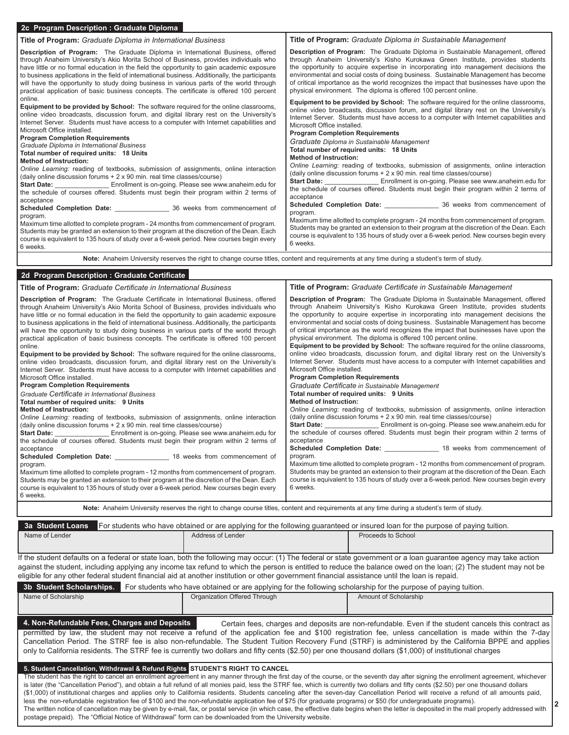## 2c Program Description : Graduate Diploma

**Title of Program:** *Graduate Diploma in International Business*

**Description of Program:** The Graduate Diploma in International Business, offered through Anaheim University's Akio Morita School of Business, provides individuals who have little or no formal education in the field the opportunity to gain academic exposure to business applications in the field of international business. Additionally, the participants will have the opportunity to study doing business in various parts of the world through practical application of basic business concepts. The certificate is offered 100 percent online.

**Equipment to be provided by School:** The software required for the online classrooms, online video broadcasts, discussion forum, and digital library rest on the University's Internet Server. Students must have access to a computer with Internet capabilities and Microsoft Office installed.

**Program Completion Requirements**

*Graduate Diploma in International Business*

**Total number of required units: 18 Units**

**Method of Instruction:**

*Online Learning:* reading of textbooks, submission of assignments, online interaction (daily online discussion forums + 2 x 90 min. real time classes/course)

**Start Date:** _______________ Enrollment is on-going. Please see www.anaheim.edu for the schedule of courses offered. Students must begin their program within 2 terms of acceptance

**Scheduled Completion Date:** _______________ 36 weeks from commencement of program.

Maximum time allotted to complete program - 24 months from commencement of program. Students may be granted an extension to their program at the discretion of the Dean. Each course is equivalent to 135 hours of study over a 6-week period. New courses begin every 6 weeks.

**Title of Program:** *Graduate Diploma in Sustainable Management*

**Description of Program:** The Graduate Diploma in Sustainable Management, offered through Anaheim University's Kisho Kurokawa Green Institute, provides students the opportunity to acquire expertise in incorporating into management decisions the environmental and social costs of doing business. Sustainable Management has become of critical importance as the world recognizes the impact that businesses have upon the physical environment. The diploma is offered 100 percent online.

**Equipment to be provided by School:** The software required for the online classrooms, online video broadcasts, discussion forum, and digital library rest on the University's Internet Server. Students must have access to a computer with Internet capabilities and Microsoft Office installed.

**Program Completion Requirements**

*Graduate Diploma in Sustainable Management*

**Total number of required units: 18 Units**

**Method of Instruction:**

*Online Learning:* reading of textbooks, submission of assignments, online interaction (daily online discussion forums + 2 x 90 min. real time classes/course)

**Start Date:** _______________ Enrollment is on-going. Please see www.anaheim.edu for the schedule of courses offered. Students must begin their program within 2 terms of acceptance

**Scheduled Completion Date:** _______________ 36 weeks from commencement of program.

Maximum time allotted to complete program - 24 months from commencement of program. Students may be granted an extension to their program at the discretion of the Dean. Each course is equivalent to 135 hours of study over a 6-week period. New courses begin every 6 weeks.

**Note:** Anaheim University reserves the right to change course titles, content and requirements at any time during a student's term of study.

## 2d Program Description : Graduate Certificate

**Title of Program:** *Graduate Certificate in International Business*

**Description of Program:** The Graduate Certificate in International Business, offered through Anaheim University's Akio Morita School of Business, provides individuals who have little or no formal education in the field the opportunity to gain academic exposure to business applications in the field of international business. Additionally, the participants will have the opportunity to study doing business in various parts of the world through practical application of basic business concepts. The certificate is offered 100 percent online.

**Equipment to be provided by School:** The software required for the online classrooms, online video broadcasts, discussion forum, and digital library rest on the University's Internet Server. Students must have access to a computer with Internet capabilities and Microsoft Office installed.

**Program Completion Requirements**

*Graduate Certificate in International Business*

**Total number of required units: 9 Units**

**Method of Instruction:**

*Online Learning:* reading of textbooks, submission of assignments, online interaction (daily online discussion forums + 2 x 90 min. real time classes/course)

**Start Date:** _______________ Enrollment is on-going. Please see www.anaheim.edu for the schedule of courses offered. Students must begin their program within 2 terms of acceptance

**Scheduled Completion Date:** _______________ 18 weeks from commencement of program.

Maximum time allotted to complete program - 12 months from commencement of program. Students may be granted an extension to their program at the discretion of the Dean. Each course is equivalent to 135 hours of study over a 6-week period. New courses begin every 6 weeks.

**Title of Program:** *Graduate Certificate in Sustainable Management*

**Description of Program:** The Graduate Diploma in Sustainable Management, offered through Anaheim University's Kisho Kurokawa Green Institute, provides students the opportunity to acquire expertise in incorporating into management decisions the environmental and social costs of doing business. Sustainable Management has become of critical importance as the world recognizes the impact that businesses have upon the physical environment. The diploma is offered 100 percent online.

**Equipment to be provided by School:** The software required for the online classrooms, online video broadcasts, discussion forum, and digital library rest on the University's Internet Server. Students must have access to a computer with Internet capabilities and Microsoft Office installed.

**Program Completion Requirements**

*Graduate Certificate in Sustainable Management*

**Total number of required units: 9 Units**

**Method of Instruction:**

*Online Learning:* reading of textbooks, submission of assignments, online interaction (daily online discussion forums + 2 x 90 min. real time classes/course)

**Start Date:** _______________ Enrollment is on-going. Please see www.anaheim.edu for the schedule of courses offered. Students must begin their program within 2 terms of acceptance

**Scheduled Completion Date:** _______________ 18 weeks from commencement of program.

Maximum time allotted to complete program - 12 months from commencement of program. Students may be granted an extension to their program at the discretion of the Dean. Each course is equivalent to 135 hours of study over a 6-week period. New courses begin every 6 weeks.

**Note:** Anaheim University reserves the right to change course titles, content and requirements at any time during a student's term of study.

## 3a Student Loans

For students who have obtained or are applying for the following guaranteed or insured loan for the purpose of paying tuition.

| Name of Lender | Address of Lender | Proceeds to School |
|---|---|---|
| | | |

If the student defaults on a federal or state loan, both the following may occur: (1) The federal or state government or a loan guarantee agency may take action against the student, including applying any income tax refund to which the person is entitled to reduce the balance owed on the loan; (2) The student may not be eligible for any other federal student financial aid at another institution or other government financial assistance until the loan is repaid.

## 3b Student Scholarships.

For students who have obtained or are applying for the following scholarship for the purpose of paying tuition.

| Name of Scholarship | Organization Offered Through | Amount of Scholarship |
|---|---|---|
| | | |

## 4. Non-Refundable Fees, Charges and Deposits

Certain fees, charges and deposits are non-refundable. Even if the student cancels this contract as permitted by law, the student may not receive a refund of the application fee and $100 registration fee, unless cancellation is made within the 7-day Cancellation Period. The STRF fee is also non-refundable. The Student Tuition Recovery Fund (STRF) is administered by the California BPPE and applies only to California residents. The STRF fee is currently two dollars and fifty cents ($2.50) per one thousand dollars ($1,000) of institutional charges

## 5. Student Cancellation, Withdrawal & Refund Rights

**STUDENT'S RIGHT TO CANCEL**

The student has the right to cancel an enrollment agreement in any manner through the first day of the course, or the seventh day after signing the enrollment agreement, whichever is later (the "Cancellation Period"), and obtain a full refund of all monies paid, less the STRF fee, which is currently two dollars and fifty cents ($2.50) per one thousand dollars ($1,000) of institutional charges and applies only to California residents. Students canceling after the seven-day Cancellation Period will receive a refund of all amounts paid, less the non-refundable registration fee of $100 and the non-refundable application fee of $75 (for graduate programs) or $50 (for undergraduate programs).

The written notice of cancellation may be given by e-mail, fax, or postal service (in which case, the effective date begins when the letter is deposited in the mail properly addressed with postage prepaid). The "Official Notice of Withdrawal" form can be downloaded from the University website.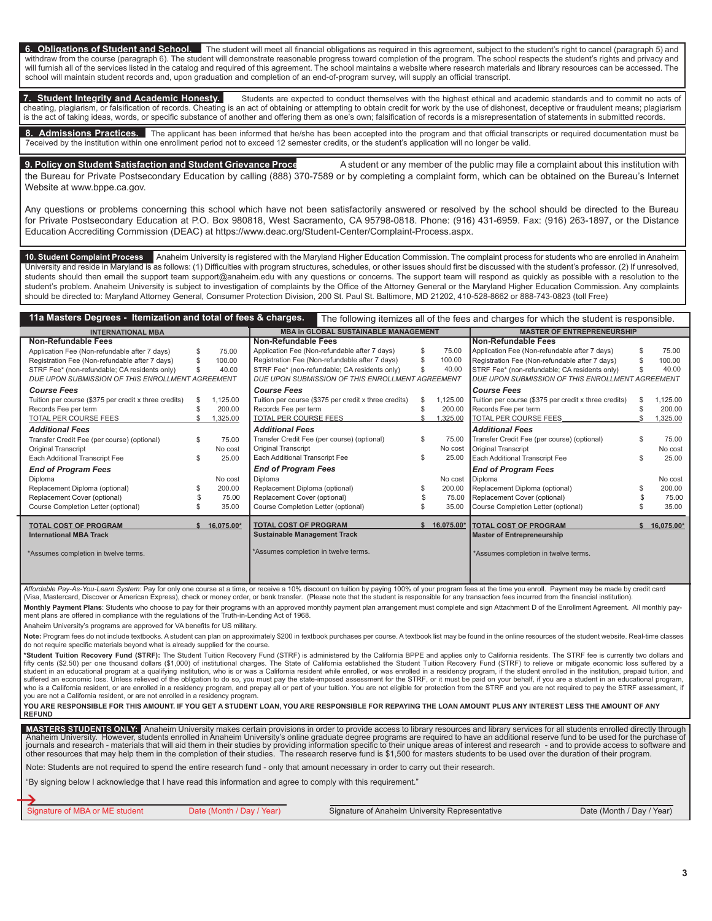**6. Obligations of Student and School.** The student will meet all financial obligations as required in this agreement, subject to the student's right to cancel (paragraph 5) and withdraw from the course (paragraph 6). The student will demonstrate reasonable progress toward completion of the program. The school respects the student's rights and privacy and will furnish all of the services listed in the catalog and required of this agreement. The school maintains a website where research materials and library resources can be accessed. The school will maintain student records and, upon graduation and completion of an end-of-program survey, will supply an official transcript.

**7. Student Integrity and Academic Honesty.** Students are expected to conduct themselves with the highest ethical and academic standards and to commit no acts of cheating, plagiarism, or falsification of records. Cheating is an act of obtaining or attempting to obtain credit for work by the use of dishonest, deceptive or fraudulent means; plagiarism is the act of taking ideas, words, or specific substance of another and offering them as one's own; falsification of records is a misrepresentation of statements in submitted records.

**8. Admissions Practices.** The applicant has been informed that he/she has been accepted into the program and that official transcripts or required documentation must be 7eceived by the institution within one enrollment period not to exceed 12 semester credits, or the student's application will no longer be valid.

**9. Policy on Student Satisfaction and Student Grievance Proce** A student or any member of the public may file a complaint about this institution with the Bureau for Private Postsecondary Education by calling (888) 370-7589 or by completing a complaint form, which can be obtained on the Bureau's Internet Website at www.bppe.ca.gov.

Any questions or problems concerning this school which have not been satisfactorily answered or resolved by the school should be directed to the Bureau for Private Postsecondary Education at P.O. Box 980818, West Sacramento, CA 95798-0818. Phone: (916) 431-6959. Fax: (916) 263-1897, or the Distance Education Accrediting Commission (DEAC) at https://www.deac.org/Student-Center/Complaint-Process.aspx.

**10. Student Complaint Process** Anaheim University is registered with the Maryland Higher Education Commission. The complaint process for students who are enrolled in Anaheim University and reside in Maryland is as follows: (1) Difficulties with program structures, schedules, or other issues should first be discussed with the student's professor. (2) If unresolved, students should then email the support team support@anaheim.edu with any questions or concerns. The support team will respond as quickly as possible with a resolution to the student's problem. Anaheim University is subject to investigation of complaints by the Office of the Attorney General or the Maryland Higher Education Commission. Any complaints should be directed to: Maryland Attorney General, Consumer Protection Division, 200 St. Paul St. Baltimore, MD 21202, 410-528-8662 or 888-743-0823 (toll Free)

**11a Masters Degrees - Itemization and total of fees & charges.** The following itemizes all of the fees and charges for which the student is responsible.

| INTERNATIONAL MBA | | MBA in GLOBAL SUSTAINABLE MANAGEMENT | | MASTER OF ENTREPRENEURSHIP | |
|---|---|---|---|---|---|
| **Non-Refundable Fees** | | **Non-Refundable Fees** | | **Non-Refundable Fees** | |
| Application Fee (Non-refundable after 7 days) | $ 75.00 | Application Fee (Non-refundable after 7 days) | $ 75.00 | Application Fee (Non-refundable after 7 days) | $ 75.00 |
| Registration Fee (Non-refundable after 7 days) | $ 100.00 | Registration Fee (Non-refundable after 7 days) | $ 100.00 | Registration Fee (Non-refundable after 7 days) | $ 100.00 |
| STRF Fee* (non-refundable; CA residents only) | $ 40.00 | STRF Fee* (non-refundable; CA residents only) | $ 40.00 | STRF Fee* (non-refundable; CA residents only) | $ 40.00 |
| *DUE UPON SUBMISSION OF THIS ENROLLMENT AGREEMENT* | | *DUE UPON SUBMISSION OF THIS ENROLLMENT AGREEMENT* | | *DUE UPON SUBMISSION OF THIS ENROLLMENT AGREEMENT* | |
| ***Course Fees*** | | ***Course Fees*** | | ***Course Fees*** | |
| Tuition per course ($375 per credit x three credits) | $ 1,125.00 | Tuition per course ($375 per credit x three credits) | $ 1,125.00 | Tuition per course ($375 per credit x three credits) | $ 1,125.00 |
| Records Fee per term | $ 200.00 | Records Fee per term | $ 200.00 | Records Fee per term | $ 200.00 |
| TOTAL PER COURSE FEES | $ 1,325.00 | TOTAL PER COURSE FEES | $ 1,325.00 | TOTAL PER COURSE FEES | $ 1,325.00 |
| ***Additional Fees*** | | ***Additional Fees*** | | ***Additional Fees*** | |
| Transfer Credit Fee (per course) (optional) | $ 75.00 | Transfer Credit Fee (per course) (optional) | $ 75.00 | Transfer Credit Fee (per course) (optional) | $ 75.00 |
| Original Transcript | No cost | Original Transcript | No cost | Original Transcript | No cost |
| Each Additional Transcript Fee | $ 25.00 | Each Additional Transcript Fee | $ 25.00 | Each Additional Transcript Fee | $ 25.00 |
| ***End of Program Fees*** | | ***End of Program Fees*** | | ***End of Program Fees*** | |
| Diploma | No cost | Diploma | No cost | Diploma | No cost |
| Replacement Diploma (optional) | $ 200.00 | Replacement Diploma (optional) | $ 200.00 | Replacement Diploma (optional) | $ 200.00 |
| Replacement Cover (optional) | $ 75.00 | Replacement Cover (optional) | $ 75.00 | Replacement Cover (optional) | $ 75.00 |
| Course Completion Letter (optional) | $ 35.00 | Course Completion Letter (optional) | $ 35.00 | Course Completion Letter (optional) | $ 35.00 |
| **TOTAL COST OF PROGRAM** | **$ 16,075.00*** | **TOTAL COST OF PROGRAM** | **$ 16,075.00*** | **TOTAL COST OF PROGRAM** | **$ 16,075.00*** |
| **International MBA Track** | | **Sustainable Management Track** | | **Master of Entrepreneurship** | |
| *Assumes completion in twelve terms. | | *Assumes completion in twelve terms. | | *Assumes completion in twelve terms. | |

*Affordable Pay-As-You-Learn System:* Pay for only one course at a time, or receive a 10% discount on tuition by paying 100% of your program fees at the time you enroll. Payment may be made by credit card (Visa, Mastercard, Discover or American Express), check or money order, or bank transfer. (Please note that the student is responsible for any transaction fees incurred from the financial institution).

**Monthly Payment Plans**: Students who choose to pay for their programs with an approved monthly payment plan arrangement must complete and sign Attachment D of the Enrollment Agreement. All monthly payment plans are offered in compliance with the regulations of the Truth-in-Lending Act of 1968.

Anaheim University's programs are approved for VA benefits for US military.

**Note:** Program fees do not include textbooks. A student can plan on approximately $200 in textbook purchases per course. A textbook list may be found in the online resources of the student website. Real-time classes do not require specific materials beyond what is already supplied for the course.

***Student Tuition Recovery Fund (STRF):** The Student Tuition Recovery Fund (STRF) is administered by the California BPPE and applies only to California residents. The STRF fee is currently two dollars and fifty cents ($2.50) per one thousand dollars ($1,000) of institutional charges. The State of California established the Student Tuition Recovery Fund (STRF) to relieve or mitigate economic loss suffered by a student in an educational program at a qualifying institution, who is or was a California resident while enrolled, or was enrolled in a residency program, if the student enrolled in the institution, prepaid tuition, and suffered an economic loss. Unless relieved of the obligation to do so, you must pay the state-imposed assessment for the STRF, or it must be paid on your behalf, if you are a student in an educational program, who is a California resident, or are enrolled in a residency program, and prepay all or part of your tuition. You are not eligible for protection from the STRF and you are not required to pay the STRF assessment, if you are not a California resident, or are not enrolled in a residency program.

**YOU ARE RESPONSIBLE FOR THIS AMOUNT. IF YOU GET A STUDENT LOAN, YOU ARE RESPONSIBLE FOR REPAYING THE LOAN AMOUNT PLUS ANY INTEREST LESS THE AMOUNT OF ANY REFUND**

**MASTERS STUDENTS ONLY:** Anaheim University makes certain provisions in order to provide access to library resources and library services for all students enrolled directly through Anaheim University. However, students enrolled in Anaheim University's online graduate degree programs are required to have an additional reserve fund to be used for the purchase of journals and research - materials that will aid them in their studies by providing information specific to their unique areas of interest and research - and to provide access to software and other resources that may help them in the completion of their studies. The research reserve fund is $1,500 for masters students to be used over the duration of their program.

Note: Students are not required to spend the entire research fund - only that amount necessary in order to carry out their research.

"By signing below I acknowledge that I have read this information and agree to comply with this requirement."

| Signature of MBA or ME student | Date (Month / Day / Year) | Signature of Anaheim University Representative | Date (Month / Day / Year) |
|---|---|---|---|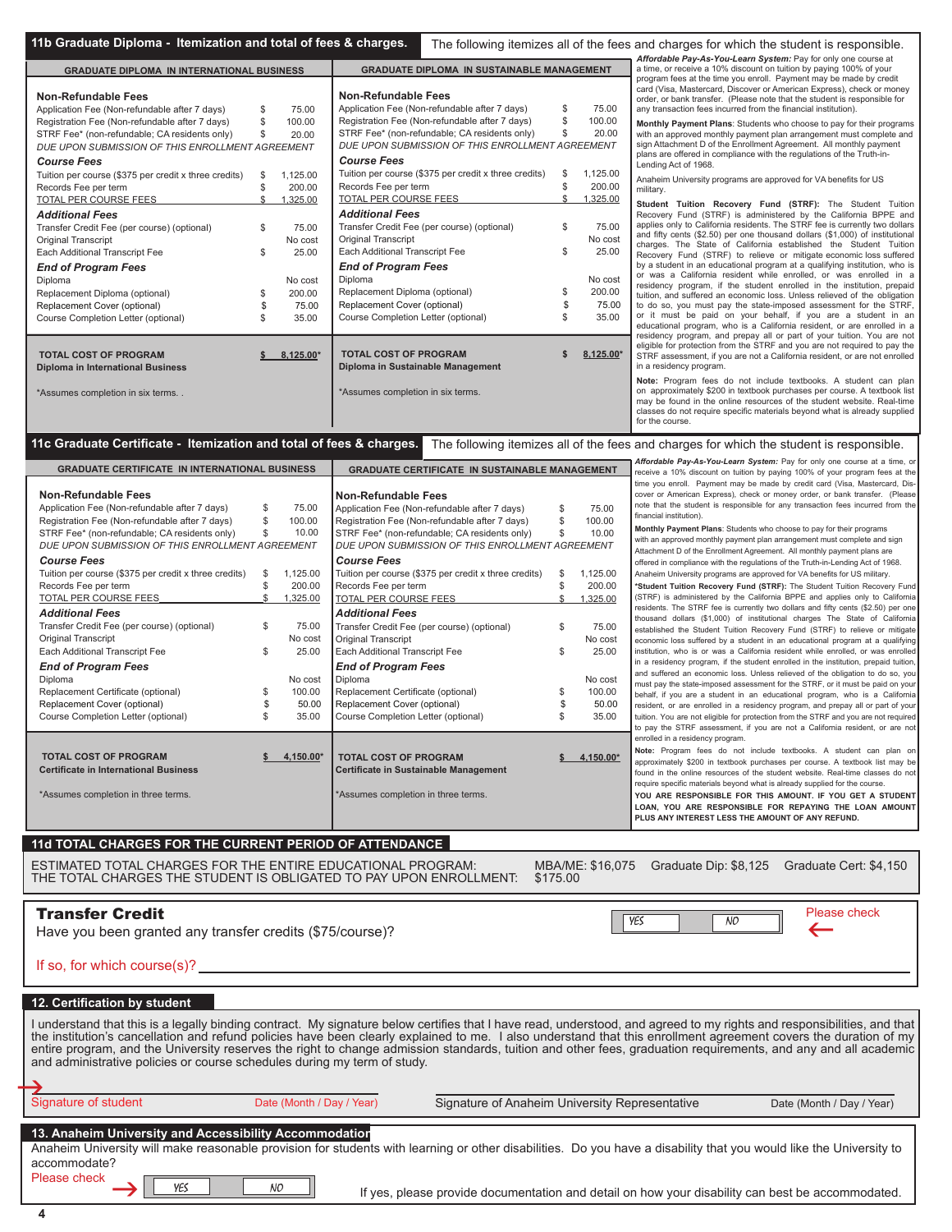## 11b Graduate Diploma - Itemization and total of fees & charges.

The following itemizes all of the fees and charges for which the student is responsible.

### GRADUATE DIPLOMA IN INTERNATIONAL BUSINESS

| **Non-Refundable Fees** | |
|---|---|
| Application Fee (Non-refundable after 7 days) | $ 75.00 |
| Registration Fee (Non-refundable after 7 days) | $ 100.00 |
| STRF Fee* (non-refundable; CA residents only) | $ 20.00 |
| *DUE UPON SUBMISSION OF THIS ENROLLMENT AGREEMENT* | |
| ***Course Fees*** | |
| Tuition per course ($375 per credit x three credits) | $ 1,125.00 |
| Records Fee per term | $ 200.00 |
| TOTAL PER COURSE FEES | $ 1,325.00 |
| ***Additional Fees*** | |
| Transfer Credit Fee (per course) (optional) | $ 75.00 |
| Original Transcript | No cost |
| Each Additional Transcript Fee | $ 25.00 |
| ***End of Program Fees*** | |
| Diploma | No cost |
| Replacement Diploma (optional) | $ 200.00 |
| Replacement Cover (optional) | $ 75.00 |
| Course Completion Letter (optional) | $ 35.00 |
| **TOTAL COST OF PROGRAM Diploma in International Business** | **$ 8,125.00*** |

*Assumes completion in six terms. .

### GRADUATE DIPLOMA IN SUSTAINABLE MANAGEMENT

| **Non-Refundable Fees** | |
|---|---|
| Application Fee (Non-refundable after 7 days) | $ 75.00 |
| Registration Fee (Non-refundable after 7 days) | $ 100.00 |
| STRF Fee* (non-refundable; CA residents only) | $ 20.00 |
| *DUE UPON SUBMISSION OF THIS ENROLLMENT AGREEMENT* | |
| ***Course Fees*** | |
| Tuition per course ($375 per credit x three credits) | $ 1,125.00 |
| Records Fee per term | $ 200.00 |
| TOTAL PER COURSE FEES | $ 1,325.00 |
| ***Additional Fees*** | |
| Transfer Credit Fee (per course) (optional) | $ 75.00 |
| Original Transcript | No cost |
| Each Additional Transcript Fee | $ 25.00 |
| ***End of Program Fees*** | |
| Diploma | No cost |
| Replacement Diploma (optional) | $ 200.00 |
| Replacement Cover (optional) | $ 75.00 |
| Course Completion Letter (optional) | $ 35.00 |
| **TOTAL COST OF PROGRAM Diploma in Sustainable Management** | **$ 8,125.00*** |

*Assumes completion in six terms.

***Affordable Pay-As-You-Learn System:*** Pay for only one course at a time, or receive a 10% discount on tuition by paying 100% of your program fees at the time you enroll. Payment may be made by credit card (Visa, Mastercard, Discover or American Express), check or money order, or bank transfer. (Please note that the student is responsible for any transaction fees incurred from the financial institution).

**Monthly Payment Plans**: Students who choose to pay for their programs with an approved monthly payment plan arrangement must complete and sign Attachment D of the Enrollment Agreement. All monthly payment plans are offered in compliance with the regulations of the Truth-in-Lending Act of 1968.

Anaheim University programs are approved for VA benefits for US military.

**Student Tuition Recovery Fund (STRF):** The Student Tuition Recovery Fund (STRF) is administered by the California BPPE and applies only to California residents. The STRF fee is currently two dollars and fifty cents ($2.50) per one thousand dollars ($1,000) of institutional charges. The State of California established the Student Tuition Recovery Fund (STRF) to relieve or mitigate economic loss suffered by a student in an educational program at a qualifying institution, who is or was a California resident while enrolled, or was enrolled in a residency program, if the student enrolled in the institution, prepaid tuition, and suffered an economic loss. Unless relieved of the obligation to do so, you must pay the state-imposed assessment for the STRF, or it must be paid on your behalf, if you are a student in an educational program, who is a California resident, or are enrolled in a residency program, and prepay all or part of your tuition. You are not eligible for protection from the STRF and you are not required to pay the STRF assessment, if you are not a California resident, or are not enrolled in a residency program.

**Note:** Program fees do not include textbooks. A student can plan on approximately $200 in textbook purchases per course. A textbook list may be found in the online resources of the student website. Real-time classes do not require specific materials beyond what is already supplied for the course.

## 11c Graduate Certificate - Itemization and total of fees & charges.

The following itemizes all of the fees and charges for which the student is responsible.

### GRADUATE CERTIFICATE IN INTERNATIONAL BUSINESS

| **Non-Refundable Fees** | |
|---|---|
| Application Fee (Non-refundable after 7 days) | $ 75.00 |
| Registration Fee (Non-refundable after 7 days) | $ 100.00 |
| STRF Fee* (non-refundable; CA residents only) | $ 10.00 |
| *DUE UPON SUBMISSION OF THIS ENROLLMENT AGREEMENT* | |
| ***Course Fees*** | |
| Tuition per course ($375 per credit x three credits) | $ 1,125.00 |
| Records Fee per term | $ 200.00 |
| TOTAL PER COURSE FEES | $ 1,325.00 |
| ***Additional Fees*** | |
| Transfer Credit Fee (per course) (optional) | $ 75.00 |
| Original Transcript | No cost |
| Each Additional Transcript Fee | $ 25.00 |
| ***End of Program Fees*** | |
| Diploma | No cost |
| Replacement Certificate (optional) | $ 100.00 |
| Replacement Cover (optional) | $ 50.00 |
| Course Completion Letter (optional) | $ 35.00 |
| **TOTAL COST OF PROGRAM Certificate in International Business** | **$ 4,150.00*** |

*Assumes completion in three terms.

### GRADUATE CERTIFICATE IN SUSTAINABLE MANAGEMENT

| **Non-Refundable Fees** | |
|---|---|
| Application Fee (Non-refundable after 7 days) | $ 75.00 |
| Registration Fee (Non-refundable after 7 days) | $ 100.00 |
| STRF Fee* (non-refundable; CA residents only) | $ 10.00 |
| *DUE UPON SUBMISSION OF THIS ENROLLMENT AGREEMENT* | |
| ***Course Fees*** | |
| Tuition per course ($375 per credit x three credits) | $ 1,125.00 |
| Records Fee per term | $ 200.00 |
| TOTAL PER COURSE FEES | $ 1,325.00 |
| ***Additional Fees*** | |
| Transfer Credit Fee (per course) (optional) | $ 75.00 |
| Original Transcript | No cost |
| Each Additional Transcript Fee | $ 25.00 |
| ***End of Program Fees*** | |
| Diploma | No cost |
| Replacement Certificate (optional) | $ 100.00 |
| Replacement Cover (optional) | $ 50.00 |
| Course Completion Letter (optional) | $ 35.00 |
| **TOTAL COST OF PROGRAM Certificate in Sustainable Management** | **$ 4,150.00*** |

*Assumes completion in three terms.

***Affordable Pay-As-You-Learn System:*** Pay for only one course at a time, or receive a 10% discount on tuition by paying 100% of your program fees at the time you enroll. Payment may be made by credit card (Visa, Mastercard, Discover or American Express), check or money order, or bank transfer. (Please note that the student is responsible for any transaction fees incurred from the financial institution).

**Monthly Payment Plans**: Students who choose to pay for their programs with an approved monthly payment plan arrangement must complete and sign Attachment D of the Enrollment Agreement. All monthly payment plans are offered in compliance with the regulations of the Truth-in-Lending Act of 1968.

Anaheim University programs are approved for VA benefits for US military.

***Student Tuition Recovery Fund (STRF):** The Student Tuition Recovery Fund (STRF) is administered by the California BPPE and applies only to California residents. The STRF fee is currently two dollars and fifty cents ($2.50) per one thousand dollars ($1,000) of institutional charges The State of California established the Student Tuition Recovery Fund (STRF) to relieve or mitigate economic loss suffered by a student in an educational program at a qualifying institution, who is or was a California resident while enrolled, or was enrolled in a residency program, if the student enrolled in the institution, prepaid tuition, and suffered an economic loss. Unless relieved of the obligation to do so, you must pay the state-imposed assessment for the STRF, or it must be paid on your behalf, if you are a student in an educational program, who is a California resident, or are enrolled in a residency program, and prepay all or part of your tuition. You are not eligible for protection from the STRF and you are not required to pay the STRF assessment, if you are not a California resident, or are not enrolled in a residency program.

**Note:** Program fees do not include textbooks. A student can plan on approximately $200 in textbook purchases per course. A textbook list may be found in the online resources of the student website. Real-time classes do not require specific materials beyond what is already supplied for the course.

**YOU ARE RESPONSIBLE FOR THIS AMOUNT. IF YOU GET A STUDENT LOAN, YOU ARE RESPONSIBLE FOR REPAYING THE LOAN AMOUNT PLUS ANY INTEREST LESS THE AMOUNT OF ANY REFUND.**

## 11d TOTAL CHARGES FOR THE CURRENT PERIOD OF ATTENDANCE

ESTIMATED TOTAL CHARGES FOR THE ENTIRE EDUCATIONAL PROGRAM: MBA/ME: $16,075 Graduate Dip: $8,125 Graduate Cert: $4,150

THE TOTAL CHARGES THE STUDENT IS OBLIGATED TO PAY UPON ENROLLMENT: $175.00

## Transfer Credit

Have you been granted any transfer credits ($75/course)? YES NO ← Please check

If so, for which course(s)? ______________________________

## 12. Certification by student

I understand that this is a legally binding contract. My signature below certifies that I have read, understood, and agreed to my rights and responsibilities, and that the institution's cancellation and refund policies have been clearly explained to me. I also understand that this enrollment agreement covers the duration of my entire program, and the University reserves the right to change admission standards, tuition and other fees, graduation requirements, and any and all academic and administrative policies or course schedules during my term of study.

→ Signature of student ____ Date (Month / Day / Year) ____ Signature of Anaheim University Representative ____ Date (Month / Day / Year) ____

## 13. Anaheim University and Accessibility Accommodation

Anaheim University will make reasonable provision for students with learning or other disabilities. Do you have a disability that you would like the University to accommodate?

Please check → YES NO

If yes, please provide documentation and detail on how your disability can best be accommodated.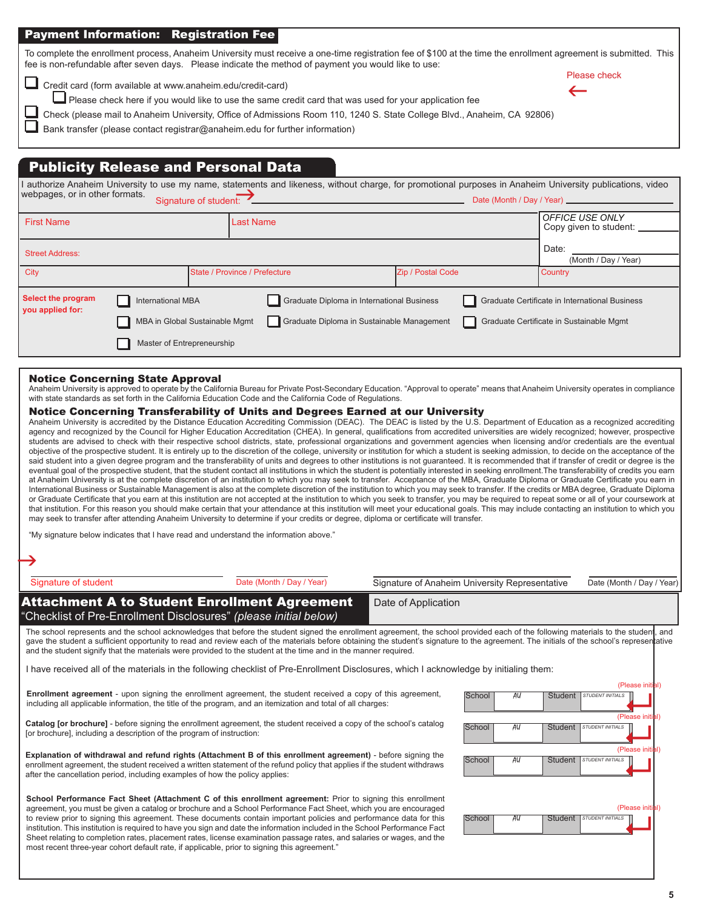## Payment Information: Registration Fee

To complete the enrollment process, Anaheim University must receive a one-time registration fee of $100 at the time the enrollment agreement is submitted. This fee is non-refundable after seven days. Please indicate the method of payment you would like to use:

Please check ←

- ☐ Credit card (form available at www.anaheim.edu/credit-card)
  - ☐ Please check here if you would like to use the same credit card that was used for your application fee
- ☐ Check (please mail to Anaheim University, Office of Admissions Room 110, 1240 S. State College Blvd., Anaheim, CA 92806)
- ☐ Bank transfer (please contact registrar@anaheim.edu for further information)

## Publicity Release and Personal Data

I authorize Anaheim University to use my name, statements and likeness, without charge, for promotional purposes in Anaheim University publications, video webpages, or in other formats.

Signature of student: → ______________________ Date (Month / Day / Year) ______________________

| First Name | Last Name | OFFICE USE ONLY<br>Copy given to student: ________ |
|---|---|---|
| Street Address: | | Date: ________ (Month / Day / Year) |

| City | State / Province / Prefecture | Zip / Postal Code | Country |
|---|---|---|---|
| | | | |

**Select the program you applied for:**

- ☐ International MBA
- ☐ Graduate Diploma in International Business
- ☐ Graduate Certificate in International Business
- ☐ MBA in Global Sustainable Mgmt
- ☐ Graduate Diploma in Sustainable Management
- ☐ Graduate Certificate in Sustainable Mgmt
- ☐ Master of Entrepreneurship

### Notice Concerning State Approval

Anaheim University is approved to operate by the California Bureau for Private Post-Secondary Education. "Approval to operate" means that Anaheim University operates in compliance with state standards as set forth in the California Education Code and the California Code of Regulations.

### Notice Concerning Transferability of Units and Degrees Earned at our University

Anaheim University is accredited by the Distance Education Accrediting Commission (DEAC). The DEAC is listed by the U.S. Department of Education as a recognized accrediting agency and recognized by the Council for Higher Education Accreditation (CHEA). In general, qualifications from accredited universities are widely recognized; however, prospective students are advised to check with their respective school districts, state, professional organizations and government agencies when licensing and/or credentials are the eventual objective of the prospective student. It is entirely up to the discretion of the college, university or institution for which a student is seeking admission, to decide on the acceptance of the said student into a given degree program and the transferability of units and degrees to other institutions is not guaranteed. It is recommended that if transfer of credit or degree is the eventual goal of the prospective student, that the student contact all institutions in which the student is potentially interested in seeking enrollment.The transferability of credits you earn at Anaheim University is at the complete discretion of an institution to which you may seek to transfer. Acceptance of the MBA, Graduate Diploma or Graduate Certificate you earn in International Business or Sustainable Management is also at the complete discretion of the institution to which you may seek to transfer. If the credits or MBA degree, Graduate Diploma or Graduate Certificate that you earn at this institution are not accepted at the institution to which you seek to transfer, you may be required to repeat some or all of your coursework at that institution. For this reason you should make certain that your attendance at this institution will meet your educational goals. This may include contacting an institution to which you may seek to transfer after attending Anaheim University to determine if your credits or degree, diploma or certificate will transfer.

"My signature below indicates that I have read and understand the information above."

→

| Signature of student | Date (Month / Day / Year) | Signature of Anaheim University Representative | Date (Month / Day / Year) |
|---|---|---|---|
| | | | |

## Attachment A to Student Enrollment Agreement

"Checklist of Pre-Enrollment Disclosures" *(please initial below)*

Date of Application

The school represents and the school acknowledges that before the student signed the enrollment agreement, the school provided each of the following materials to the student, and gave the student a sufficient opportunity to read and review each of the materials before obtaining the student's signature to the agreement. The initials of the school's representative and the student signify that the materials were provided to the student at the time and in the manner required.

I have received all of the materials in the following checklist of Pre-Enrollment Disclosures, which I acknowledge by initialing them:

| Disclosure | School | | Student | (Please initial) |
|---|---|---|---|---|
| **Enrollment agreement** - upon signing the enrollment agreement, the student received a copy of this agreement, including all applicable information, the title of the program, and an itemization and total of all charges: | School | AU | Student | STUDENT INITIALS |
| **Catalog [or brochure]** - before signing the enrollment agreement, the student received a copy of the school's catalog [or brochure], including a description of the program of instruction: | School | AU | Student | STUDENT INITIALS |
| **Explanation of withdrawal and refund rights (Attachment B of this enrollment agreement)** - before signing the enrollment agreement, the student received a written statement of the refund policy that applies if the student withdraws after the cancellation period, including examples of how the policy applies: | School | AU | Student | STUDENT INITIALS |
| **School Performance Fact Sheet (Attachment C of this enrollment agreement:** Prior to signing this enrollment agreement, you must be given a catalog or brochure and a School Performance Fact Sheet, which you are encouraged to review prior to signing this agreement. These documents contain important policies and performance data for this institution. This institution is required to have you sign and date the information included in the School Performance Fact Sheet relating to completion rates, placement rates, license examination passage rates, and salaries or wages, and the most recent three-year cohort default rate, if applicable, prior to signing this agreement." | School | AU | Student | STUDENT INITIALS |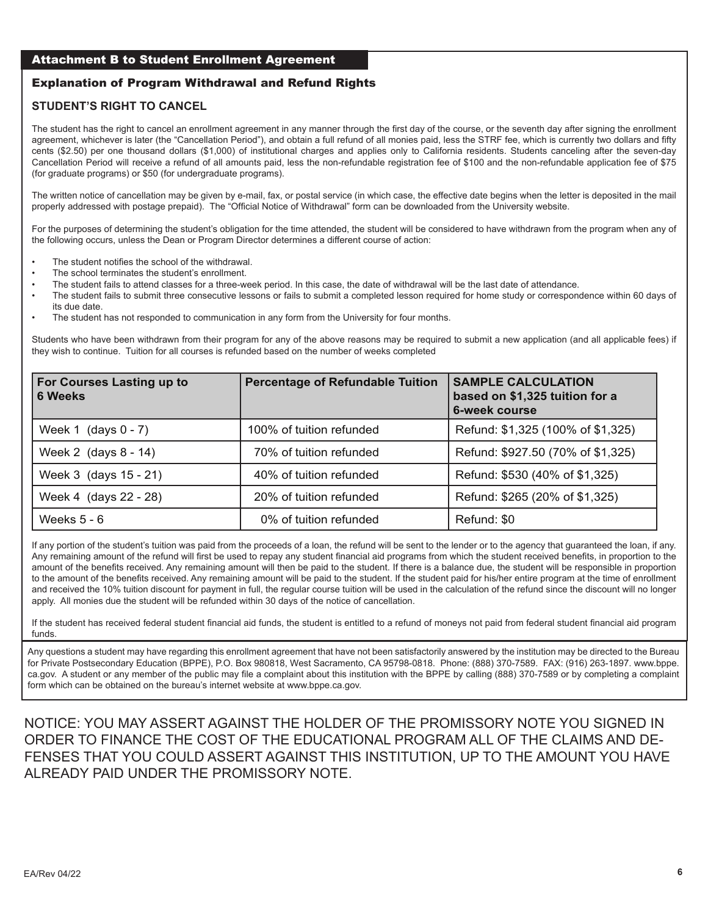## Attachment B to Student Enrollment Agreement

### Explanation of Program Withdrawal and Refund Rights

**STUDENT'S RIGHT TO CANCEL**

The student has the right to cancel an enrollment agreement in any manner through the first day of the course, or the seventh day after signing the enrollment agreement, whichever is later (the "Cancellation Period"), and obtain a full refund of all monies paid, less the STRF fee, which is currently two dollars and fifty cents ($2.50) per one thousand dollars ($1,000) of institutional charges and applies only to California residents. Students canceling after the seven-day Cancellation Period will receive a refund of all amounts paid, less the non-refundable registration fee of $100 and the non-refundable application fee of $75 (for graduate programs) or $50 (for undergraduate programs).

The written notice of cancellation may be given by e-mail, fax, or postal service (in which case, the effective date begins when the letter is deposited in the mail properly addressed with postage prepaid). The "Official Notice of Withdrawal" form can be downloaded from the University website.

For the purposes of determining the student's obligation for the time attended, the student will be considered to have withdrawn from the program when any of the following occurs, unless the Dean or Program Director determines a different course of action:

- The student notifies the school of the withdrawal.
- The school terminates the student's enrollment.
- The student fails to attend classes for a three-week period. In this case, the date of withdrawal will be the last date of attendance.
- The student fails to submit three consecutive lessons or fails to submit a completed lesson required for home study or correspondence within 60 days of its due date.
- The student has not responded to communication in any form from the University for four months.

Students who have been withdrawn from their program for any of the above reasons may be required to submit a new application (and all applicable fees) if they wish to continue. Tuition for all courses is refunded based on the number of weeks completed

| For Courses Lasting up to 6 Weeks | Percentage of Refundable Tuition | SAMPLE CALCULATION based on $1,325 tuition for a 6-week course |
|---|---|---|
| Week 1 (days 0 - 7) | 100% of tuition refunded | Refund: $1,325 (100% of $1,325) |
| Week 2 (days 8 - 14) | 70% of tuition refunded | Refund: $927.50 (70% of $1,325) |
| Week 3 (days 15 - 21) | 40% of tuition refunded | Refund: $530 (40% of $1,325) |
| Week 4 (days 22 - 28) | 20% of tuition refunded | Refund: $265 (20% of $1,325) |
| Weeks 5 - 6 | 0% of tuition refunded | Refund: $0 |

If any portion of the student's tuition was paid from the proceeds of a loan, the refund will be sent to the lender or to the agency that guaranteed the loan, if any. Any remaining amount of the refund will first be used to repay any student financial aid programs from which the student received benefits, in proportion to the amount of the benefits received. Any remaining amount will then be paid to the student. If there is a balance due, the student will be responsible in proportion to the amount of the benefits received. Any remaining amount will be paid to the student. If the student paid for his/her entire program at the time of enrollment and received the 10% tuition discount for payment in full, the regular course tuition will be used in the calculation of the refund since the discount will no longer apply. All monies due the student will be refunded within 30 days of the notice of cancellation.

If the student has received federal student financial aid funds, the student is entitled to a refund of moneys not paid from federal student financial aid program funds.

Any questions a student may have regarding this enrollment agreement that have not been satisfactorily answered by the institution may be directed to the Bureau for Private Postsecondary Education (BPPE), P.O. Box 980818, West Sacramento, CA 95798-0818. Phone: (888) 370-7589. FAX: (916) 263-1897. www.bppe.ca.gov. A student or any member of the public may file a complaint about this institution with the BPPE by calling (888) 370-7589 or by completing a complaint form which can be obtained on the bureau's internet website at www.bppe.ca.gov.

NOTICE: YOU MAY ASSERT AGAINST THE HOLDER OF THE PROMISSORY NOTE YOU SIGNED IN ORDER TO FINANCE THE COST OF THE EDUCATIONAL PROGRAM ALL OF THE CLAIMS AND DEFENSES THAT YOU COULD ASSERT AGAINST THIS INSTITUTION, UP TO THE AMOUNT YOU HAVE ALREADY PAID UNDER THE PROMISSORY NOTE.

EA/Rev 04/22